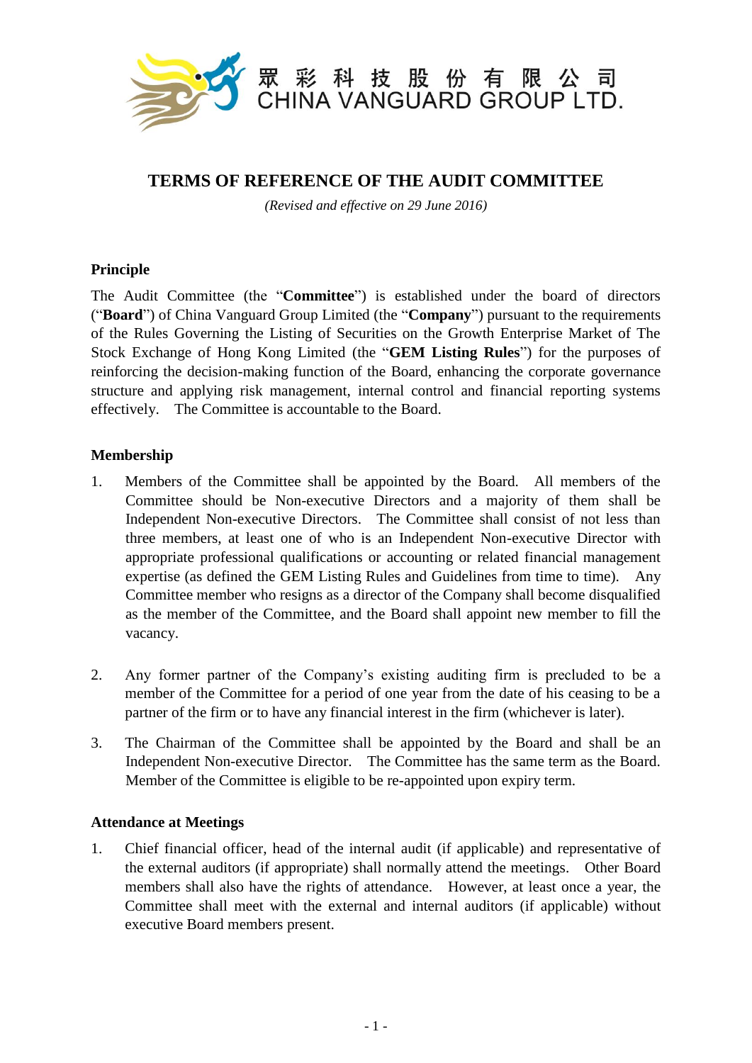眾 彩 科 技 股 份 有 限 公 司
CHINA VANGUARD GROUP LTD.

# TERMS OF REFERENCE OF THE AUDIT COMMITTEE

*(Revised and effective on 29 June 2016)*

## Principle

The Audit Committee (the "**Committee**") is established under the board of directors ("**Board**") of China Vanguard Group Limited (the "**Company**") pursuant to the requirements of the Rules Governing the Listing of Securities on the Growth Enterprise Market of The Stock Exchange of Hong Kong Limited (the "**GEM Listing Rules**") for the purposes of reinforcing the decision-making function of the Board, enhancing the corporate governance structure and applying risk management, internal control and financial reporting systems effectively. The Committee is accountable to the Board.

## Membership

1. Members of the Committee shall be appointed by the Board. All members of the Committee should be Non-executive Directors and a majority of them shall be Independent Non-executive Directors. The Committee shall consist of not less than three members, at least one of who is an Independent Non-executive Director with appropriate professional qualifications or accounting or related financial management expertise (as defined the GEM Listing Rules and Guidelines from time to time). Any Committee member who resigns as a director of the Company shall become disqualified as the member of the Committee, and the Board shall appoint new member to fill the vacancy.

2. Any former partner of the Company's existing auditing firm is precluded to be a member of the Committee for a period of one year from the date of his ceasing to be a partner of the firm or to have any financial interest in the firm (whichever is later).

3. The Chairman of the Committee shall be appointed by the Board and shall be an Independent Non-executive Director. The Committee has the same term as the Board. Member of the Committee is eligible to be re-appointed upon expiry term.

## Attendance at Meetings

1. Chief financial officer, head of the internal audit (if applicable) and representative of the external auditors (if appropriate) shall normally attend the meetings. Other Board members shall also have the rights of attendance. However, at least once a year, the Committee shall meet with the external and internal auditors (if applicable) without executive Board members present.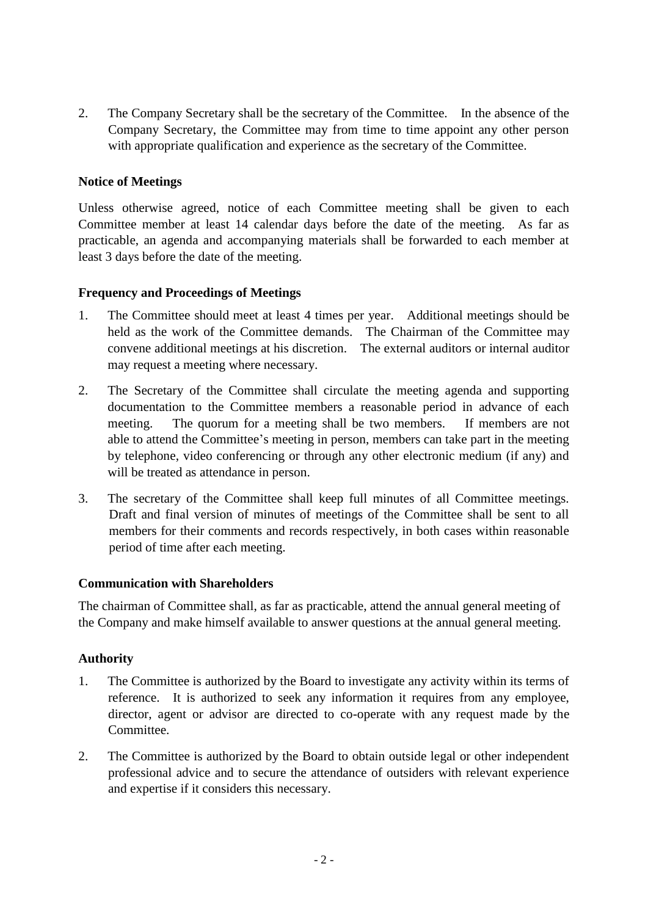2. The Company Secretary shall be the secretary of the Committee. In the absence of the Company Secretary, the Committee may from time to time appoint any other person with appropriate qualification and experience as the secretary of the Committee.

**Notice of Meetings**

Unless otherwise agreed, notice of each Committee meeting shall be given to each Committee member at least 14 calendar days before the date of the meeting. As far as practicable, an agenda and accompanying materials shall be forwarded to each member at least 3 days before the date of the meeting.

**Frequency and Proceedings of Meetings**

1. The Committee should meet at least 4 times per year. Additional meetings should be held as the work of the Committee demands. The Chairman of the Committee may convene additional meetings at his discretion. The external auditors or internal auditor may request a meeting where necessary.

2. The Secretary of the Committee shall circulate the meeting agenda and supporting documentation to the Committee members a reasonable period in advance of each meeting. The quorum for a meeting shall be two members. If members are not able to attend the Committee's meeting in person, members can take part in the meeting by telephone, video conferencing or through any other electronic medium (if any) and will be treated as attendance in person.

3. The secretary of the Committee shall keep full minutes of all Committee meetings. Draft and final version of minutes of meetings of the Committee shall be sent to all members for their comments and records respectively, in both cases within reasonable period of time after each meeting.

**Communication with Shareholders**

The chairman of Committee shall, as far as practicable, attend the annual general meeting of the Company and make himself available to answer questions at the annual general meeting.

**Authority**

1. The Committee is authorized by the Board to investigate any activity within its terms of reference. It is authorized to seek any information it requires from any employee, director, agent or advisor are directed to co-operate with any request made by the Committee.

2. The Committee is authorized by the Board to obtain outside legal or other independent professional advice and to secure the attendance of outsiders with relevant experience and expertise if it considers this necessary.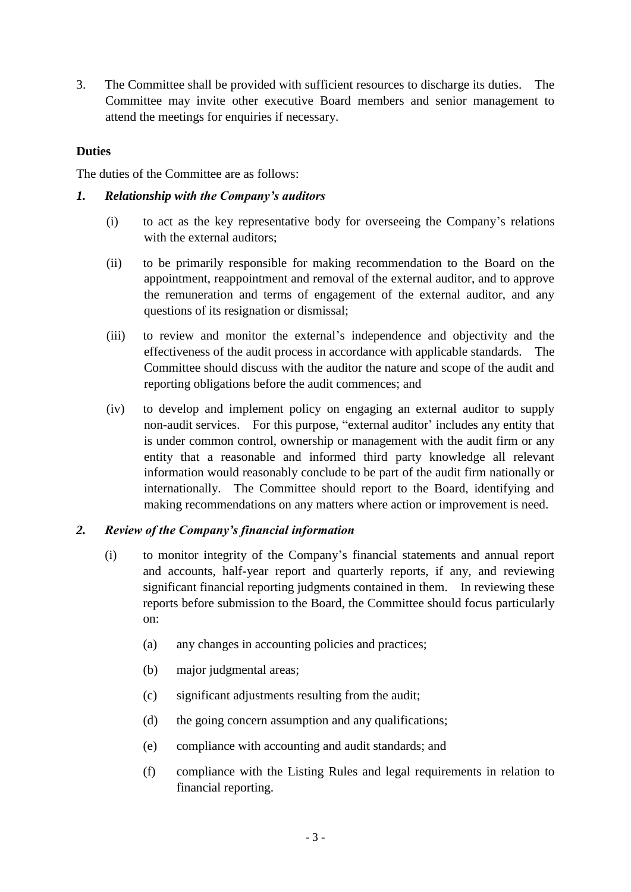3. The Committee shall be provided with sufficient resources to discharge its duties. The Committee may invite other executive Board members and senior management to attend the meetings for enquiries if necessary.

**Duties**

The duties of the Committee are as follows:

***1. Relationship with the Company's auditors***

(i) to act as the key representative body for overseeing the Company's relations with the external auditors;

(ii) to be primarily responsible for making recommendation to the Board on the appointment, reappointment and removal of the external auditor, and to approve the remuneration and terms of engagement of the external auditor, and any questions of its resignation or dismissal;

(iii) to review and monitor the external's independence and objectivity and the effectiveness of the audit process in accordance with applicable standards. The Committee should discuss with the auditor the nature and scope of the audit and reporting obligations before the audit commences; and

(iv) to develop and implement policy on engaging an external auditor to supply non-audit services. For this purpose, "external auditor' includes any entity that is under common control, ownership or management with the audit firm or any entity that a reasonable and informed third party knowledge all relevant information would reasonably conclude to be part of the audit firm nationally or internationally. The Committee should report to the Board, identifying and making recommendations on any matters where action or improvement is need.

***2. Review of the Company's financial information***

(i) to monitor integrity of the Company's financial statements and annual report and accounts, half-year report and quarterly reports, if any, and reviewing significant financial reporting judgments contained in them. In reviewing these reports before submission to the Board, the Committee should focus particularly on:

  (a) any changes in accounting policies and practices;

  (b) major judgmental areas;

  (c) significant adjustments resulting from the audit;

  (d) the going concern assumption and any qualifications;

  (e) compliance with accounting and audit standards; and

  (f) compliance with the Listing Rules and legal requirements in relation to financial reporting.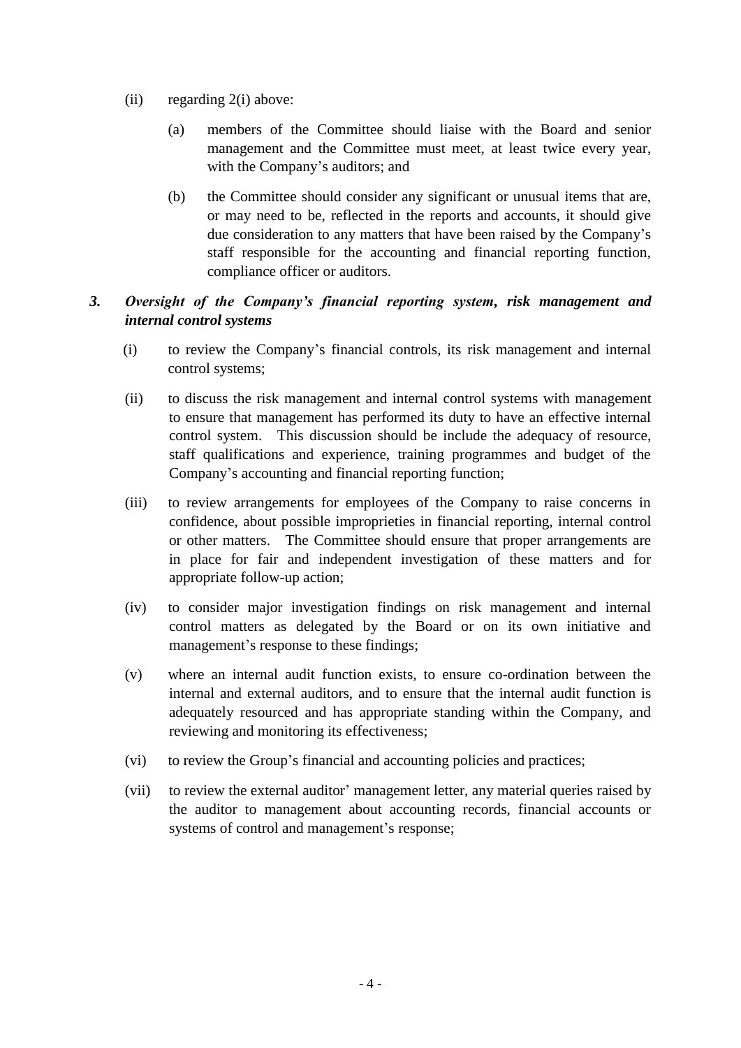(ii) regarding 2(i) above:

   (a) members of the Committee should liaise with the Board and senior management and the Committee must meet, at least twice every year, with the Company's auditors; and

   (b) the Committee should consider any significant or unusual items that are, or may need to be, reflected in the reports and accounts, it should give due consideration to any matters that have been raised by the Company's staff responsible for the accounting and financial reporting function, compliance officer or auditors.

### *3. Oversight of the Company's financial reporting system, risk management and internal control systems*

(i) to review the Company's financial controls, its risk management and internal control systems;

(ii) to discuss the risk management and internal control systems with management to ensure that management has performed its duty to have an effective internal control system. This discussion should be include the adequacy of resource, staff qualifications and experience, training programmes and budget of the Company's accounting and financial reporting function;

(iii) to review arrangements for employees of the Company to raise concerns in confidence, about possible improprieties in financial reporting, internal control or other matters. The Committee should ensure that proper arrangements are in place for fair and independent investigation of these matters and for appropriate follow-up action;

(iv) to consider major investigation findings on risk management and internal control matters as delegated by the Board or on its own initiative and management's response to these findings;

(v) where an internal audit function exists, to ensure co-ordination between the internal and external auditors, and to ensure that the internal audit function is adequately resourced and has appropriate standing within the Company, and reviewing and monitoring its effectiveness;

(vi) to review the Group's financial and accounting policies and practices;

(vii) to review the external auditor' management letter, any material queries raised by the auditor to management about accounting records, financial accounts or systems of control and management's response;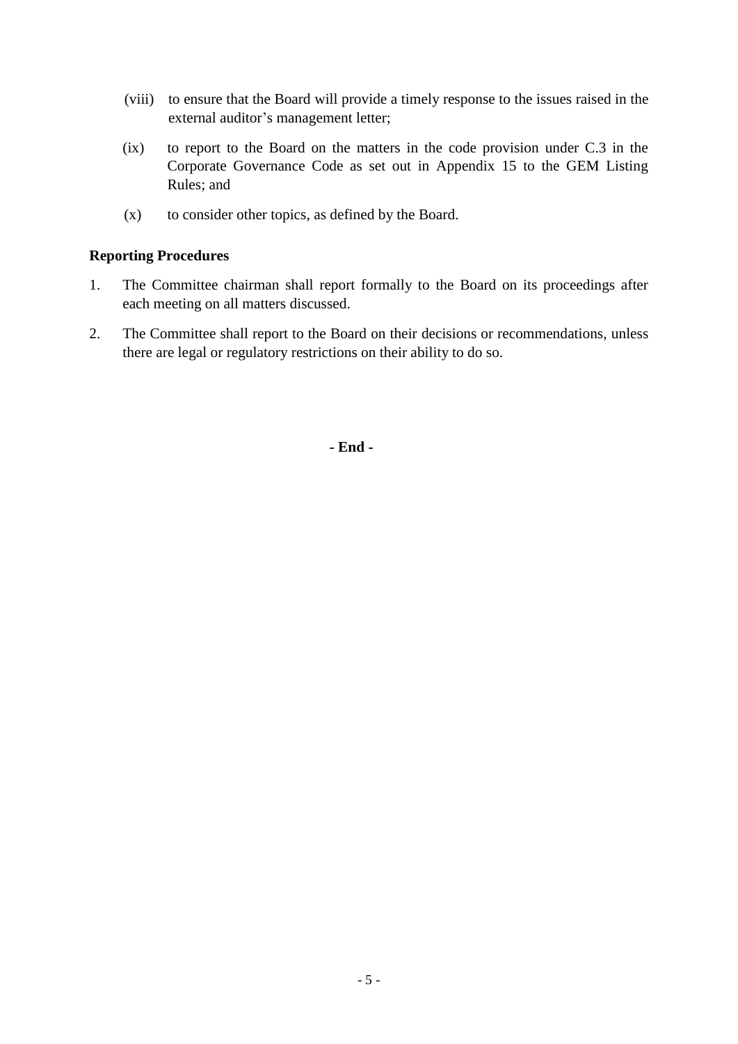(viii) to ensure that the Board will provide a timely response to the issues raised in the external auditor's management letter;

(ix) to report to the Board on the matters in the code provision under C.3 in the Corporate Governance Code as set out in Appendix 15 to the GEM Listing Rules; and

(x) to consider other topics, as defined by the Board.

**Reporting Procedures**

1. The Committee chairman shall report formally to the Board on its proceedings after each meeting on all matters discussed.

2. The Committee shall report to the Board on their decisions or recommendations, unless there are legal or regulatory restrictions on their ability to do so.

**- End -**